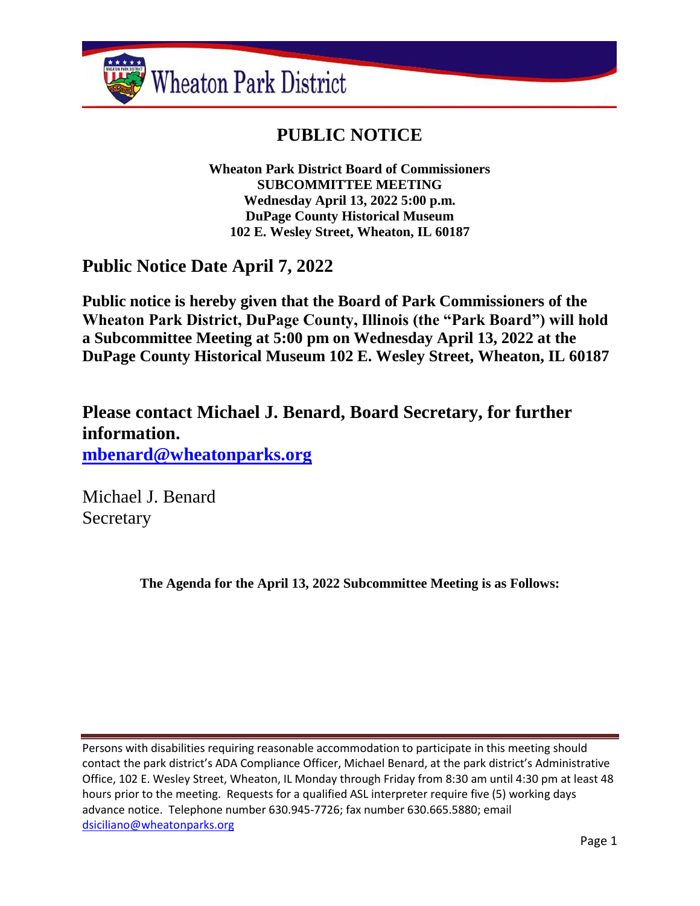Wheaton Park District

# PUBLIC NOTICE

**Wheaton Park District Board of Commissioners**
**SUBCOMMITTEE MEETING**
**Wednesday April 13, 2022 5:00 p.m.**
**DuPage County Historical Museum**
**102 E. Wesley Street, Wheaton, IL 60187**

## Public Notice Date April 7, 2022

**Public notice is hereby given that the Board of Park Commissioners of the Wheaton Park District, DuPage County, Illinois (the "Park Board") will hold a Subcommittee Meeting at 5:00 pm on Wednesday April 13, 2022 at the DuPage County Historical Museum 102 E. Wesley Street, Wheaton, IL 60187**

## Please contact Michael J. Benard, Board Secretary, for further information.

**mbenard@wheatonparks.org**

Michael J. Benard
Secretary

**The Agenda for the April 13, 2022 Subcommittee Meeting is as Follows:**

Persons with disabilities requiring reasonable accommodation to participate in this meeting should contact the park district's ADA Compliance Officer, Michael Benard, at the park district's Administrative Office, 102 E. Wesley Street, Wheaton, IL Monday through Friday from 8:30 am until 4:30 pm at least 48 hours prior to the meeting. Requests for a qualified ASL interpreter require five (5) working days advance notice. Telephone number 630.945-7726; fax number 630.665.5880; email dsiciliano@wheatonparks.org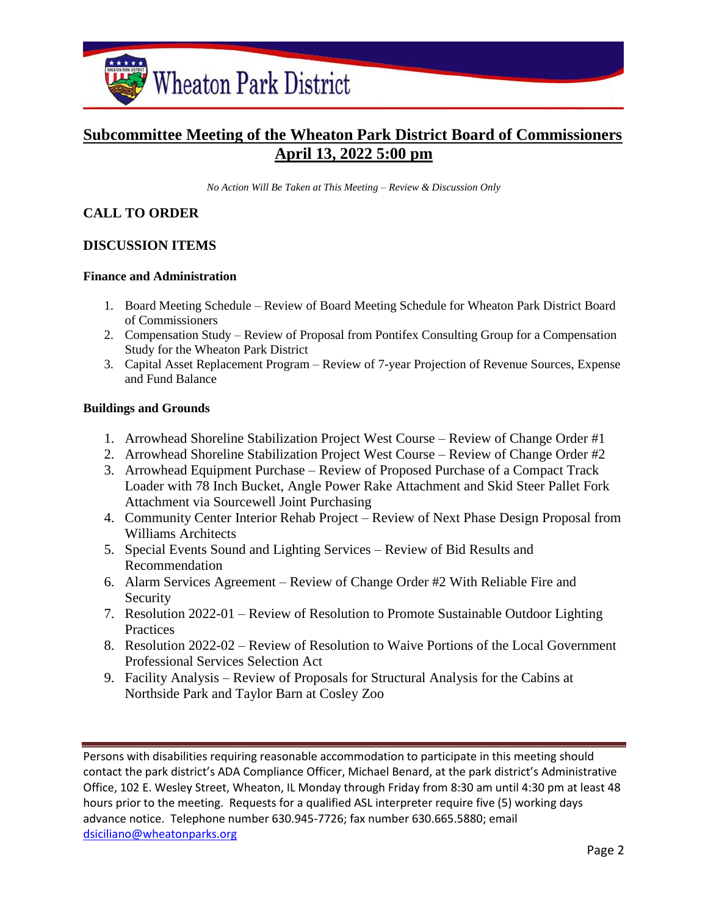# Subcommittee Meeting of the Wheaton Park District Board of Commissioners

## April 13, 2022 5:00 pm

*No Action Will Be Taken at This Meeting – Review & Discussion Only*

## CALL TO ORDER

## DISCUSSION ITEMS

### Finance and Administration

1. Board Meeting Schedule – Review of Board Meeting Schedule for Wheaton Park District Board of Commissioners
2. Compensation Study – Review of Proposal from Pontifex Consulting Group for a Compensation Study for the Wheaton Park District
3. Capital Asset Replacement Program – Review of 7-year Projection of Revenue Sources, Expense and Fund Balance

### Buildings and Grounds

1. Arrowhead Shoreline Stabilization Project West Course – Review of Change Order #1
2. Arrowhead Shoreline Stabilization Project West Course – Review of Change Order #2
3. Arrowhead Equipment Purchase – Review of Proposed Purchase of a Compact Track Loader with 78 Inch Bucket, Angle Power Rake Attachment and Skid Steer Pallet Fork Attachment via Sourcewell Joint Purchasing
4. Community Center Interior Rehab Project – Review of Next Phase Design Proposal from Williams Architects
5. Special Events Sound and Lighting Services – Review of Bid Results and Recommendation
6. Alarm Services Agreement – Review of Change Order #2 With Reliable Fire and Security
7. Resolution 2022-01 – Review of Resolution to Promote Sustainable Outdoor Lighting Practices
8. Resolution 2022-02 – Review of Resolution to Waive Portions of the Local Government Professional Services Selection Act
9. Facility Analysis – Review of Proposals for Structural Analysis for the Cabins at Northside Park and Taylor Barn at Cosley Zoo

Persons with disabilities requiring reasonable accommodation to participate in this meeting should contact the park district's ADA Compliance Officer, Michael Benard, at the park district's Administrative Office, 102 E. Wesley Street, Wheaton, IL Monday through Friday from 8:30 am until 4:30 pm at least 48 hours prior to the meeting. Requests for a qualified ASL interpreter require five (5) working days advance notice. Telephone number 630.945-7726; fax number 630.665.5880; email dsiciliano@wheatonparks.org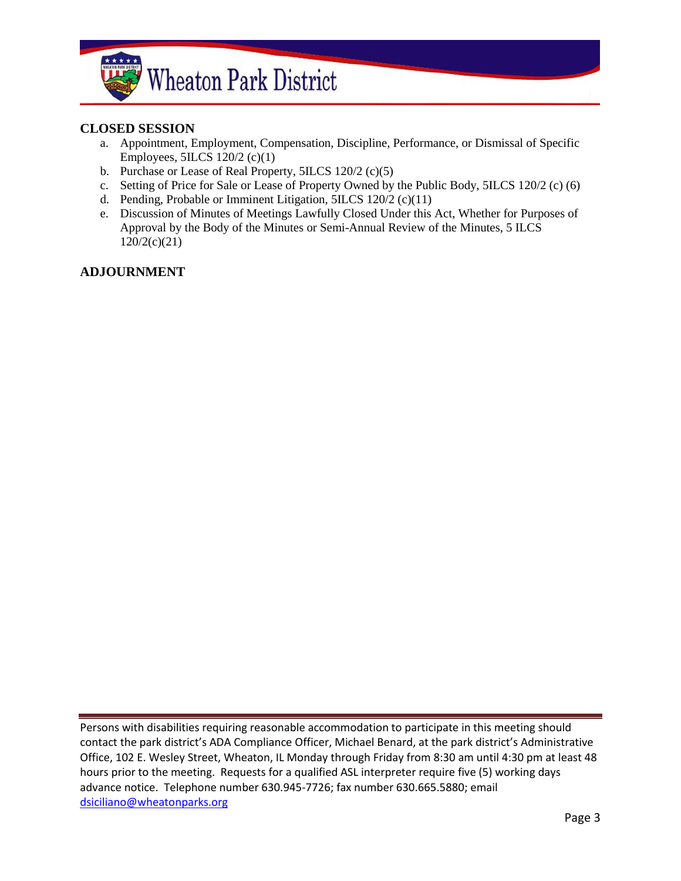## CLOSED SESSION

a. Appointment, Employment, Compensation, Discipline, Performance, or Dismissal of Specific Employees, 5ILCS 120/2 (c)(1)
b. Purchase or Lease of Real Property, 5ILCS 120/2 (c)(5)
c. Setting of Price for Sale or Lease of Property Owned by the Public Body, 5ILCS 120/2 (c) (6)
d. Pending, Probable or Imminent Litigation, 5ILCS 120/2 (c)(11)
e. Discussion of Minutes of Meetings Lawfully Closed Under this Act, Whether for Purposes of Approval by the Body of the Minutes or Semi-Annual Review of the Minutes, 5 ILCS 120/2(c)(21)

## ADJOURNMENT

Persons with disabilities requiring reasonable accommodation to participate in this meeting should contact the park district's ADA Compliance Officer, Michael Benard, at the park district's Administrative Office, 102 E. Wesley Street, Wheaton, IL Monday through Friday from 8:30 am until 4:30 pm at least 48 hours prior to the meeting. Requests for a qualified ASL interpreter require five (5) working days advance notice. Telephone number 630.945-7726; fax number 630.665.5880; email dsiciliano@wheatonparks.org